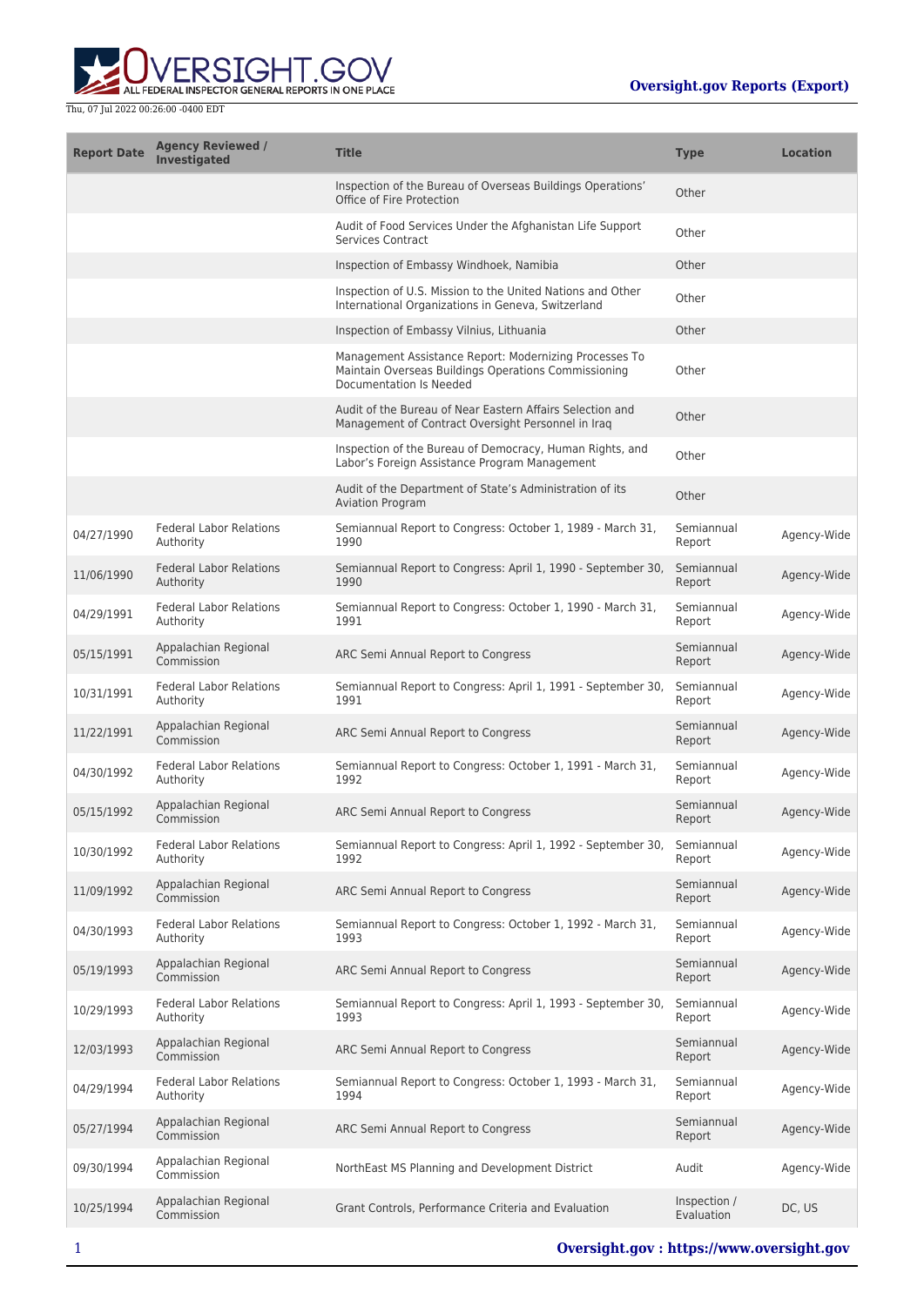| Report Date | Agency Reviewed / Investigated | Title | Type | Location |
| --- | --- | --- | --- | --- |
| | | Inspection of the Bureau of Overseas Buildings Operations' Office of Fire Protection | Other | |
| | | Audit of Food Services Under the Afghanistan Life Support Services Contract | Other | |
| | | Inspection of Embassy Windhoek, Namibia | Other | |
| | | Inspection of U.S. Mission to the United Nations and Other International Organizations in Geneva, Switzerland | Other | |
| | | Inspection of Embassy Vilnius, Lithuania | Other | |
| | | Management Assistance Report: Modernizing Processes To Maintain Overseas Buildings Operations Commissioning Documentation Is Needed | Other | |
| | | Audit of the Bureau of Near Eastern Affairs Selection and Management of Contract Oversight Personnel in Iraq | Other | |
| | | Inspection of the Bureau of Democracy, Human Rights, and Labor's Foreign Assistance Program Management | Other | |
| | | Audit of the Department of State's Administration of its Aviation Program | Other | |
| 04/27/1990 | Federal Labor Relations Authority | Semiannual Report to Congress: October 1, 1989 - March 31, 1990 | Semiannual Report | Agency-Wide |
| 11/06/1990 | Federal Labor Relations Authority | Semiannual Report to Congress: April 1, 1990 - September 30, 1990 | Semiannual Report | Agency-Wide |
| 04/29/1991 | Federal Labor Relations Authority | Semiannual Report to Congress: October 1, 1990 - March 31, 1991 | Semiannual Report | Agency-Wide |
| 05/15/1991 | Appalachian Regional Commission | ARC Semi Annual Report to Congress | Semiannual Report | Agency-Wide |
| 10/31/1991 | Federal Labor Relations Authority | Semiannual Report to Congress: April 1, 1991 - September 30, 1991 | Semiannual Report | Agency-Wide |
| 11/22/1991 | Appalachian Regional Commission | ARC Semi Annual Report to Congress | Semiannual Report | Agency-Wide |
| 04/30/1992 | Federal Labor Relations Authority | Semiannual Report to Congress: October 1, 1991 - March 31, 1992 | Semiannual Report | Agency-Wide |
| 05/15/1992 | Appalachian Regional Commission | ARC Semi Annual Report to Congress | Semiannual Report | Agency-Wide |
| 10/30/1992 | Federal Labor Relations Authority | Semiannual Report to Congress: April 1, 1992 - September 30, 1992 | Semiannual Report | Agency-Wide |
| 11/09/1992 | Appalachian Regional Commission | ARC Semi Annual Report to Congress | Semiannual Report | Agency-Wide |
| 04/30/1993 | Federal Labor Relations Authority | Semiannual Report to Congress: October 1, 1992 - March 31, 1993 | Semiannual Report | Agency-Wide |
| 05/19/1993 | Appalachian Regional Commission | ARC Semi Annual Report to Congress | Semiannual Report | Agency-Wide |
| 10/29/1993 | Federal Labor Relations Authority | Semiannual Report to Congress: April 1, 1993 - September 30, 1993 | Semiannual Report | Agency-Wide |
| 12/03/1993 | Appalachian Regional Commission | ARC Semi Annual Report to Congress | Semiannual Report | Agency-Wide |
| 04/29/1994 | Federal Labor Relations Authority | Semiannual Report to Congress: October 1, 1993 - March 31, 1994 | Semiannual Report | Agency-Wide |
| 05/27/1994 | Appalachian Regional Commission | ARC Semi Annual Report to Congress | Semiannual Report | Agency-Wide |
| 09/30/1994 | Appalachian Regional Commission | NorthEast MS Planning and Development District | Audit | Agency-Wide |
| 10/25/1994 | Appalachian Regional Commission | Grant Controls, Performance Criteria and Evaluation | Inspection / Evaluation | DC, US |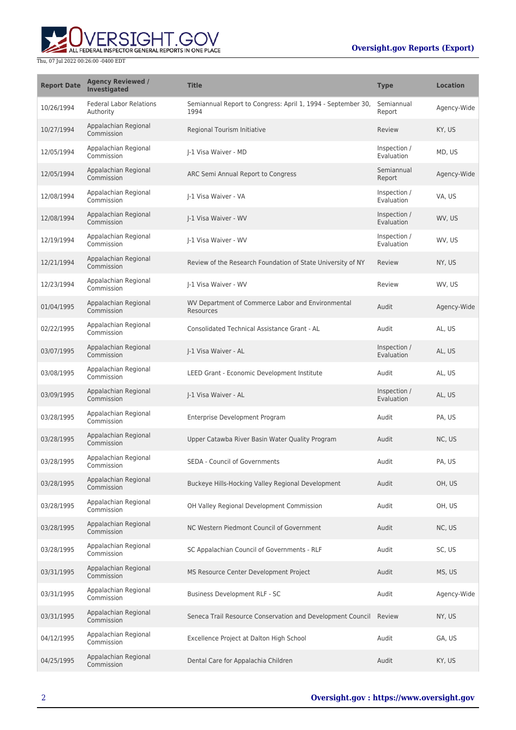| Report Date | Agency Reviewed / Investigated | Title | Type | Location |
| --- | --- | --- | --- | --- |
| 10/26/1994 | Federal Labor Relations Authority | Semiannual Report to Congress: April 1, 1994 - September 30, 1994 | Semiannual Report | Agency-Wide |
| 10/27/1994 | Appalachian Regional Commission | Regional Tourism Initiative | Review | KY, US |
| 12/05/1994 | Appalachian Regional Commission | J-1 Visa Waiver - MD | Inspection / Evaluation | MD, US |
| 12/05/1994 | Appalachian Regional Commission | ARC Semi Annual Report to Congress | Semiannual Report | Agency-Wide |
| 12/08/1994 | Appalachian Regional Commission | J-1 Visa Waiver - VA | Inspection / Evaluation | VA, US |
| 12/08/1994 | Appalachian Regional Commission | J-1 Visa Waiver - WV | Inspection / Evaluation | WV, US |
| 12/19/1994 | Appalachian Regional Commission | J-1 Visa Waiver - WV | Inspection / Evaluation | WV, US |
| 12/21/1994 | Appalachian Regional Commission | Review of the Research Foundation of State University of NY | Review | NY, US |
| 12/23/1994 | Appalachian Regional Commission | J-1 Visa Waiver - WV | Review | WV, US |
| 01/04/1995 | Appalachian Regional Commission | WV Department of Commerce Labor and Environmental Resources | Audit | Agency-Wide |
| 02/22/1995 | Appalachian Regional Commission | Consolidated Technical Assistance Grant - AL | Audit | AL, US |
| 03/07/1995 | Appalachian Regional Commission | J-1 Visa Waiver - AL | Inspection / Evaluation | AL, US |
| 03/08/1995 | Appalachian Regional Commission | LEED Grant - Economic Development Institute | Audit | AL, US |
| 03/09/1995 | Appalachian Regional Commission | J-1 Visa Waiver - AL | Inspection / Evaluation | AL, US |
| 03/28/1995 | Appalachian Regional Commission | Enterprise Development Program | Audit | PA, US |
| 03/28/1995 | Appalachian Regional Commission | Upper Catawba River Basin Water Quality Program | Audit | NC, US |
| 03/28/1995 | Appalachian Regional Commission | SEDA - Council of Governments | Audit | PA, US |
| 03/28/1995 | Appalachian Regional Commission | Buckeye Hills-Hocking Valley Regional Development | Audit | OH, US |
| 03/28/1995 | Appalachian Regional Commission | OH Valley Regional Development Commission | Audit | OH, US |
| 03/28/1995 | Appalachian Regional Commission | NC Western Piedmont Council of Government | Audit | NC, US |
| 03/28/1995 | Appalachian Regional Commission | SC Appalachian Council of Governments - RLF | Audit | SC, US |
| 03/31/1995 | Appalachian Regional Commission | MS Resource Center Development Project | Audit | MS, US |
| 03/31/1995 | Appalachian Regional Commission | Business Development RLF - SC | Audit | Agency-Wide |
| 03/31/1995 | Appalachian Regional Commission | Seneca Trail Resource Conservation and Development Council | Review | NY, US |
| 04/12/1995 | Appalachian Regional Commission | Excellence Project at Dalton High School | Audit | GA, US |
| 04/25/1995 | Appalachian Regional Commission | Dental Care for Appalachia Children | Audit | KY, US |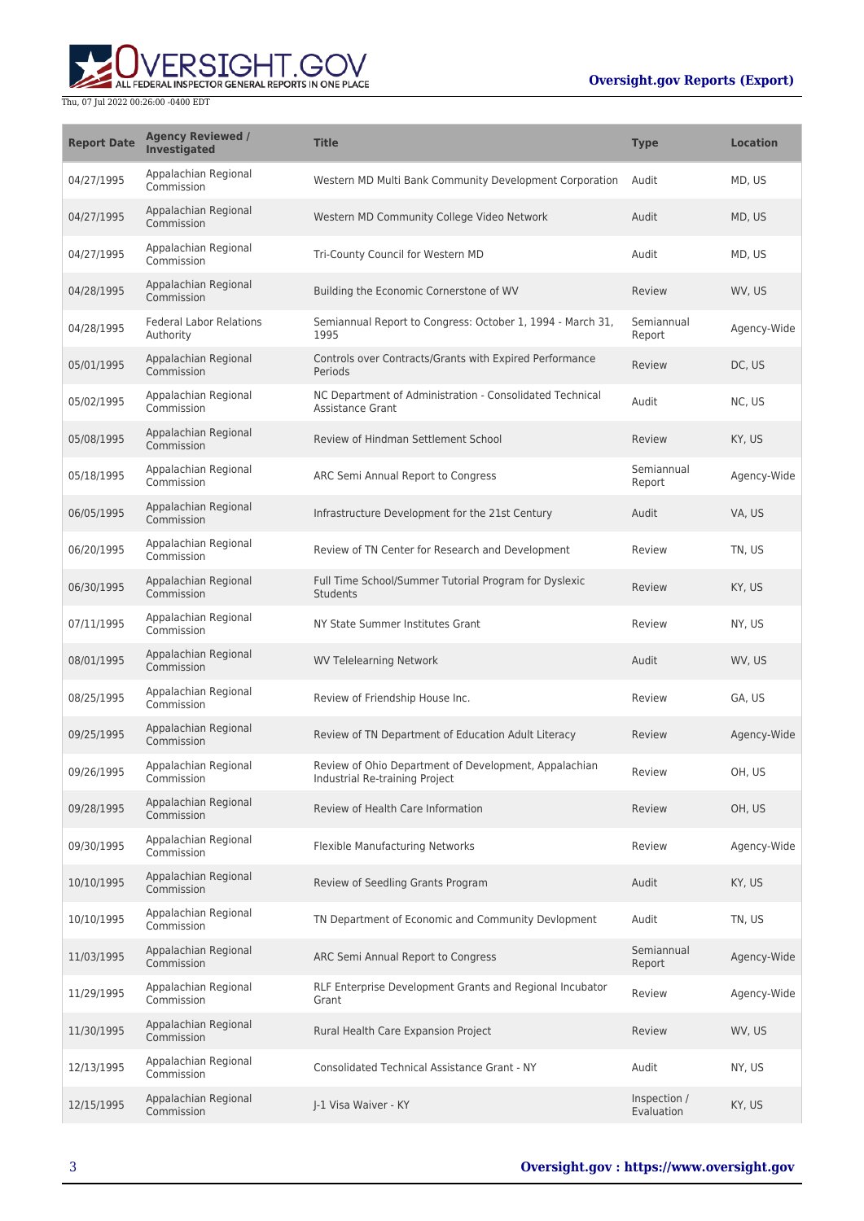| Report Date | Agency Reviewed / Investigated | Title | Type | Location |
|---|---|---|---|---|
| 04/27/1995 | Appalachian Regional Commission | Western MD Multi Bank Community Development Corporation | Audit | MD, US |
| 04/27/1995 | Appalachian Regional Commission | Western MD Community College Video Network | Audit | MD, US |
| 04/27/1995 | Appalachian Regional Commission | Tri-County Council for Western MD | Audit | MD, US |
| 04/28/1995 | Appalachian Regional Commission | Building the Economic Cornerstone of WV | Review | WV, US |
| 04/28/1995 | Federal Labor Relations Authority | Semiannual Report to Congress: October 1, 1994 - March 31, 1995 | Semiannual Report | Agency-Wide |
| 05/01/1995 | Appalachian Regional Commission | Controls over Contracts/Grants with Expired Performance Periods | Review | DC, US |
| 05/02/1995 | Appalachian Regional Commission | NC Department of Administration - Consolidated Technical Assistance Grant | Audit | NC, US |
| 05/08/1995 | Appalachian Regional Commission | Review of Hindman Settlement School | Review | KY, US |
| 05/18/1995 | Appalachian Regional Commission | ARC Semi Annual Report to Congress | Semiannual Report | Agency-Wide |
| 06/05/1995 | Appalachian Regional Commission | Infrastructure Development for the 21st Century | Audit | VA, US |
| 06/20/1995 | Appalachian Regional Commission | Review of TN Center for Research and Development | Review | TN, US |
| 06/30/1995 | Appalachian Regional Commission | Full Time School/Summer Tutorial Program for Dyslexic Students | Review | KY, US |
| 07/11/1995 | Appalachian Regional Commission | NY State Summer Institutes Grant | Review | NY, US |
| 08/01/1995 | Appalachian Regional Commission | WV Telelearning Network | Audit | WV, US |
| 08/25/1995 | Appalachian Regional Commission | Review of Friendship House Inc. | Review | GA, US |
| 09/25/1995 | Appalachian Regional Commission | Review of TN Department of Education Adult Literacy | Review | Agency-Wide |
| 09/26/1995 | Appalachian Regional Commission | Review of Ohio Department of Development, Appalachian Industrial Re-training Project | Review | OH, US |
| 09/28/1995 | Appalachian Regional Commission | Review of Health Care Information | Review | OH, US |
| 09/30/1995 | Appalachian Regional Commission | Flexible Manufacturing Networks | Review | Agency-Wide |
| 10/10/1995 | Appalachian Regional Commission | Review of Seedling Grants Program | Audit | KY, US |
| 10/10/1995 | Appalachian Regional Commission | TN Department of Economic and Community Devlopment | Audit | TN, US |
| 11/03/1995 | Appalachian Regional Commission | ARC Semi Annual Report to Congress | Semiannual Report | Agency-Wide |
| 11/29/1995 | Appalachian Regional Commission | RLF Enterprise Development Grants and Regional Incubator Grant | Review | Agency-Wide |
| 11/30/1995 | Appalachian Regional Commission | Rural Health Care Expansion Project | Review | WV, US |
| 12/13/1995 | Appalachian Regional Commission | Consolidated Technical Assistance Grant - NY | Audit | NY, US |
| 12/15/1995 | Appalachian Regional Commission | J-1 Visa Waiver - KY | Inspection / Evaluation | KY, US |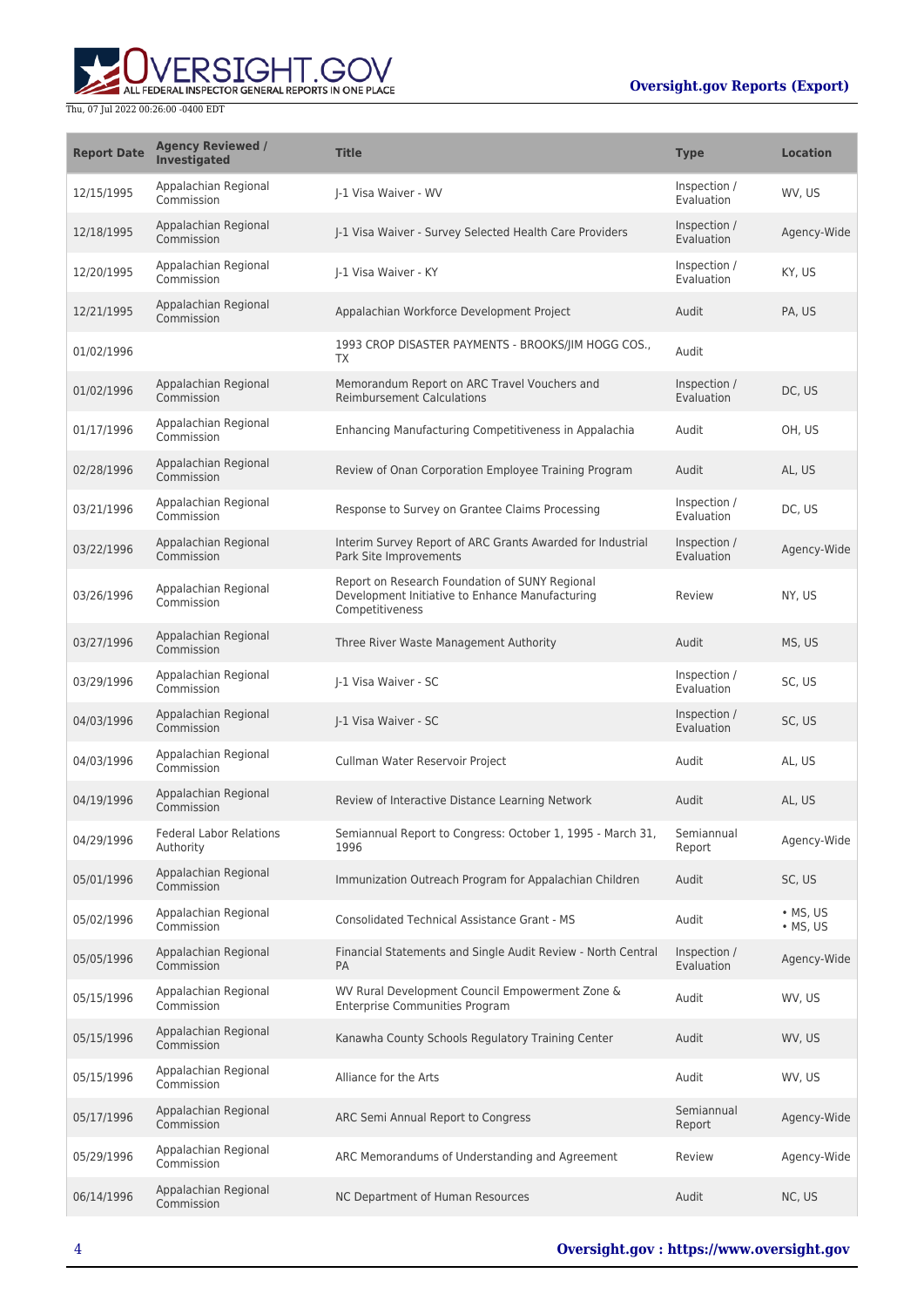| Report Date | Agency Reviewed / Investigated | Title | Type | Location |
|---|---|---|---|---|
| 12/15/1995 | Appalachian Regional Commission | J-1 Visa Waiver - WV | Inspection / Evaluation | WV, US |
| 12/18/1995 | Appalachian Regional Commission | J-1 Visa Waiver - Survey Selected Health Care Providers | Inspection / Evaluation | Agency-Wide |
| 12/20/1995 | Appalachian Regional Commission | J-1 Visa Waiver - KY | Inspection / Evaluation | KY, US |
| 12/21/1995 | Appalachian Regional Commission | Appalachian Workforce Development Project | Audit | PA, US |
| 01/02/1996 | | 1993 CROP DISASTER PAYMENTS - BROOKS/JIM HOGG COS., TX | Audit | |
| 01/02/1996 | Appalachian Regional Commission | Memorandum Report on ARC Travel Vouchers and Reimbursement Calculations | Inspection / Evaluation | DC, US |
| 01/17/1996 | Appalachian Regional Commission | Enhancing Manufacturing Competitiveness in Appalachia | Audit | OH, US |
| 02/28/1996 | Appalachian Regional Commission | Review of Onan Corporation Employee Training Program | Audit | AL, US |
| 03/21/1996 | Appalachian Regional Commission | Response to Survey on Grantee Claims Processing | Inspection / Evaluation | DC, US |
| 03/22/1996 | Appalachian Regional Commission | Interim Survey Report of ARC Grants Awarded for Industrial Park Site Improvements | Inspection / Evaluation | Agency-Wide |
| 03/26/1996 | Appalachian Regional Commission | Report on Research Foundation of SUNY Regional Development Initiative to Enhance Manufacturing Competitiveness | Review | NY, US |
| 03/27/1996 | Appalachian Regional Commission | Three River Waste Management Authority | Audit | MS, US |
| 03/29/1996 | Appalachian Regional Commission | J-1 Visa Waiver - SC | Inspection / Evaluation | SC, US |
| 04/03/1996 | Appalachian Regional Commission | J-1 Visa Waiver - SC | Inspection / Evaluation | SC, US |
| 04/03/1996 | Appalachian Regional Commission | Cullman Water Reservoir Project | Audit | AL, US |
| 04/19/1996 | Appalachian Regional Commission | Review of Interactive Distance Learning Network | Audit | AL, US |
| 04/29/1996 | Federal Labor Relations Authority | Semiannual Report to Congress: October 1, 1995 - March 31, 1996 | Semiannual Report | Agency-Wide |
| 05/01/1996 | Appalachian Regional Commission | Immunization Outreach Program for Appalachian Children | Audit | SC, US |
| 05/02/1996 | Appalachian Regional Commission | Consolidated Technical Assistance Grant - MS | Audit | • MS, US • MS, US |
| 05/05/1996 | Appalachian Regional Commission | Financial Statements and Single Audit Review - North Central PA | Inspection / Evaluation | Agency-Wide |
| 05/15/1996 | Appalachian Regional Commission | WV Rural Development Council Empowerment Zone & Enterprise Communities Program | Audit | WV, US |
| 05/15/1996 | Appalachian Regional Commission | Kanawha County Schools Regulatory Training Center | Audit | WV, US |
| 05/15/1996 | Appalachian Regional Commission | Alliance for the Arts | Audit | WV, US |
| 05/17/1996 | Appalachian Regional Commission | ARC Semi Annual Report to Congress | Semiannual Report | Agency-Wide |
| 05/29/1996 | Appalachian Regional Commission | ARC Memorandums of Understanding and Agreement | Review | Agency-Wide |
| 06/14/1996 | Appalachian Regional Commission | NC Department of Human Resources | Audit | NC, US |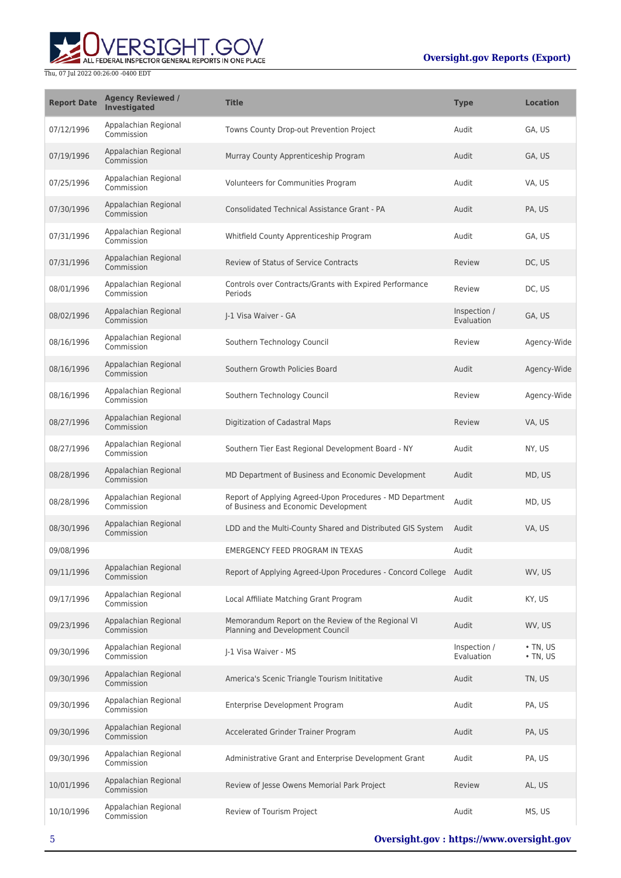| Report Date | Agency Reviewed / Investigated | Title | Type | Location |
| --- | --- | --- | --- | --- |
| 07/12/1996 | Appalachian Regional Commission | Towns County Drop-out Prevention Project | Audit | GA, US |
| 07/19/1996 | Appalachian Regional Commission | Murray County Apprenticeship Program | Audit | GA, US |
| 07/25/1996 | Appalachian Regional Commission | Volunteers for Communities Program | Audit | VA, US |
| 07/30/1996 | Appalachian Regional Commission | Consolidated Technical Assistance Grant - PA | Audit | PA, US |
| 07/31/1996 | Appalachian Regional Commission | Whitfield County Apprenticeship Program | Audit | GA, US |
| 07/31/1996 | Appalachian Regional Commission | Review of Status of Service Contracts | Review | DC, US |
| 08/01/1996 | Appalachian Regional Commission | Controls over Contracts/Grants with Expired Performance Periods | Review | DC, US |
| 08/02/1996 | Appalachian Regional Commission | J-1 Visa Waiver - GA | Inspection / Evaluation | GA, US |
| 08/16/1996 | Appalachian Regional Commission | Southern Technology Council | Review | Agency-Wide |
| 08/16/1996 | Appalachian Regional Commission | Southern Growth Policies Board | Audit | Agency-Wide |
| 08/16/1996 | Appalachian Regional Commission | Southern Technology Council | Review | Agency-Wide |
| 08/27/1996 | Appalachian Regional Commission | Digitization of Cadastral Maps | Review | VA, US |
| 08/27/1996 | Appalachian Regional Commission | Southern Tier East Regional Development Board - NY | Audit | NY, US |
| 08/28/1996 | Appalachian Regional Commission | MD Department of Business and Economic Development | Audit | MD, US |
| 08/28/1996 | Appalachian Regional Commission | Report of Applying Agreed-Upon Procedures - MD Department of Business and Economic Development | Audit | MD, US |
| 08/30/1996 | Appalachian Regional Commission | LDD and the Multi-County Shared and Distributed GIS System | Audit | VA, US |
| 09/08/1996 | | EMERGENCY FEED PROGRAM IN TEXAS | Audit | |
| 09/11/1996 | Appalachian Regional Commission | Report of Applying Agreed-Upon Procedures - Concord College | Audit | WV, US |
| 09/17/1996 | Appalachian Regional Commission | Local Affiliate Matching Grant Program | Audit | KY, US |
| 09/23/1996 | Appalachian Regional Commission | Memorandum Report on the Review of the Regional VI Planning and Development Council | Audit | WV, US |
| 09/30/1996 | Appalachian Regional Commission | J-1 Visa Waiver - MS | Inspection / Evaluation | • TN, US • TN, US |
| 09/30/1996 | Appalachian Regional Commission | America's Scenic Triangle Tourism Inititative | Audit | TN, US |
| 09/30/1996 | Appalachian Regional Commission | Enterprise Development Program | Audit | PA, US |
| 09/30/1996 | Appalachian Regional Commission | Accelerated Grinder Trainer Program | Audit | PA, US |
| 09/30/1996 | Appalachian Regional Commission | Administrative Grant and Enterprise Development Grant | Audit | PA, US |
| 10/01/1996 | Appalachian Regional Commission | Review of Jesse Owens Memorial Park Project | Review | AL, US |
| 10/10/1996 | Appalachian Regional Commission | Review of Tourism Project | Audit | MS, US |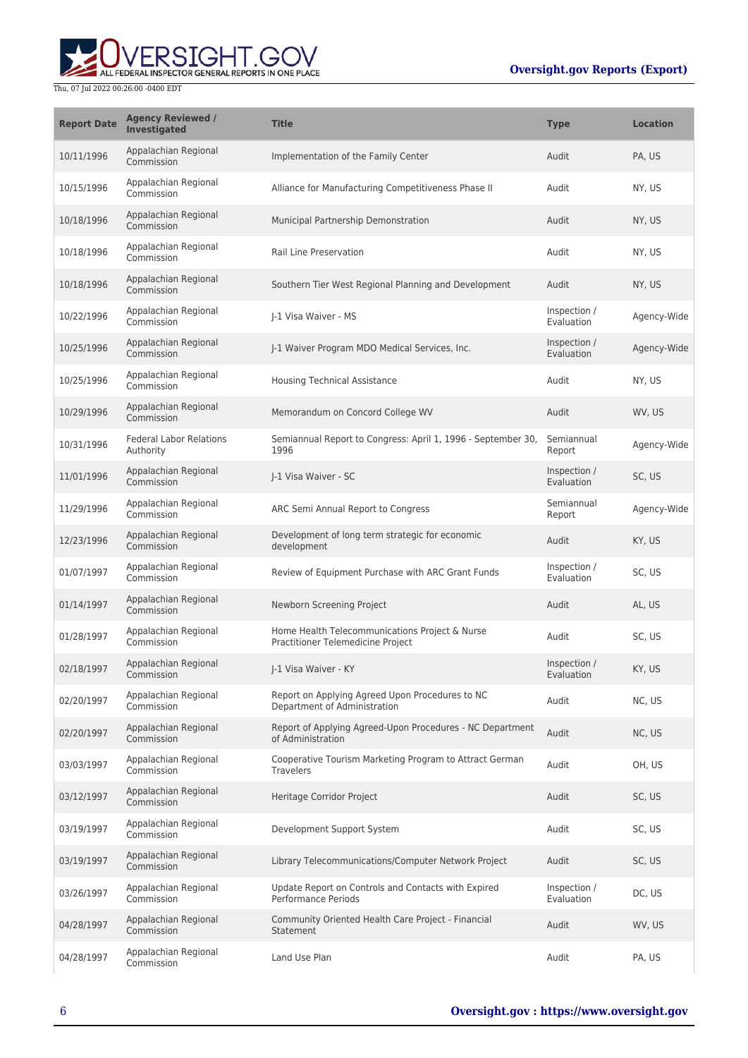| Report Date | Agency Reviewed / Investigated | Title | Type | Location |
| --- | --- | --- | --- | --- |
| 10/11/1996 | Appalachian Regional Commission | Implementation of the Family Center | Audit | PA, US |
| 10/15/1996 | Appalachian Regional Commission | Alliance for Manufacturing Competitiveness Phase II | Audit | NY, US |
| 10/18/1996 | Appalachian Regional Commission | Municipal Partnership Demonstration | Audit | NY, US |
| 10/18/1996 | Appalachian Regional Commission | Rail Line Preservation | Audit | NY, US |
| 10/18/1996 | Appalachian Regional Commission | Southern Tier West Regional Planning and Development | Audit | NY, US |
| 10/22/1996 | Appalachian Regional Commission | J-1 Visa Waiver - MS | Inspection / Evaluation | Agency-Wide |
| 10/25/1996 | Appalachian Regional Commission | J-1 Waiver Program MDO Medical Services, Inc. | Inspection / Evaluation | Agency-Wide |
| 10/25/1996 | Appalachian Regional Commission | Housing Technical Assistance | Audit | NY, US |
| 10/29/1996 | Appalachian Regional Commission | Memorandum on Concord College WV | Audit | WV, US |
| 10/31/1996 | Federal Labor Relations Authority | Semiannual Report to Congress: April 1, 1996 - September 30, 1996 | Semiannual Report | Agency-Wide |
| 11/01/1996 | Appalachian Regional Commission | J-1 Visa Waiver - SC | Inspection / Evaluation | SC, US |
| 11/29/1996 | Appalachian Regional Commission | ARC Semi Annual Report to Congress | Semiannual Report | Agency-Wide |
| 12/23/1996 | Appalachian Regional Commission | Development of long term strategic for economic development | Audit | KY, US |
| 01/07/1997 | Appalachian Regional Commission | Review of Equipment Purchase with ARC Grant Funds | Inspection / Evaluation | SC, US |
| 01/14/1997 | Appalachian Regional Commission | Newborn Screening Project | Audit | AL, US |
| 01/28/1997 | Appalachian Regional Commission | Home Health Telecommunications Project & Nurse Practitioner Telemedicine Project | Audit | SC, US |
| 02/18/1997 | Appalachian Regional Commission | J-1 Visa Waiver - KY | Inspection / Evaluation | KY, US |
| 02/20/1997 | Appalachian Regional Commission | Report on Applying Agreed Upon Procedures to NC Department of Administration | Audit | NC, US |
| 02/20/1997 | Appalachian Regional Commission | Report of Applying Agreed-Upon Procedures - NC Department of Administration | Audit | NC, US |
| 03/03/1997 | Appalachian Regional Commission | Cooperative Tourism Marketing Program to Attract German Travelers | Audit | OH, US |
| 03/12/1997 | Appalachian Regional Commission | Heritage Corridor Project | Audit | SC, US |
| 03/19/1997 | Appalachian Regional Commission | Development Support System | Audit | SC, US |
| 03/19/1997 | Appalachian Regional Commission | Library Telecommunications/Computer Network Project | Audit | SC, US |
| 03/26/1997 | Appalachian Regional Commission | Update Report on Controls and Contacts with Expired Performance Periods | Inspection / Evaluation | DC, US |
| 04/28/1997 | Appalachian Regional Commission | Community Oriented Health Care Project - Financial Statement | Audit | WV, US |
| 04/28/1997 | Appalachian Regional Commission | Land Use Plan | Audit | PA, US |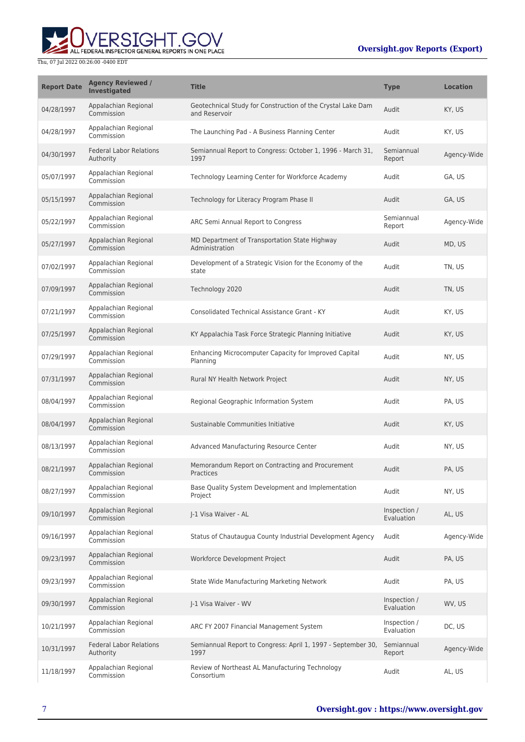| Report Date | Agency Reviewed / Investigated | Title | Type | Location |
| --- | --- | --- | --- | --- |
| 04/28/1997 | Appalachian Regional Commission | Geotechnical Study for Construction of the Crystal Lake Dam and Reservoir | Audit | KY, US |
| 04/28/1997 | Appalachian Regional Commission | The Launching Pad - A Business Planning Center | Audit | KY, US |
| 04/30/1997 | Federal Labor Relations Authority | Semiannual Report to Congress: October 1, 1996 - March 31, 1997 | Semiannual Report | Agency-Wide |
| 05/07/1997 | Appalachian Regional Commission | Technology Learning Center for Workforce Academy | Audit | GA, US |
| 05/15/1997 | Appalachian Regional Commission | Technology for Literacy Program Phase II | Audit | GA, US |
| 05/22/1997 | Appalachian Regional Commission | ARC Semi Annual Report to Congress | Semiannual Report | Agency-Wide |
| 05/27/1997 | Appalachian Regional Commission | MD Department of Transportation State Highway Administration | Audit | MD, US |
| 07/02/1997 | Appalachian Regional Commission | Development of a Strategic Vision for the Economy of the state | Audit | TN, US |
| 07/09/1997 | Appalachian Regional Commission | Technology 2020 | Audit | TN, US |
| 07/21/1997 | Appalachian Regional Commission | Consolidated Technical Assistance Grant - KY | Audit | KY, US |
| 07/25/1997 | Appalachian Regional Commission | KY Appalachia Task Force Strategic Planning Initiative | Audit | KY, US |
| 07/29/1997 | Appalachian Regional Commission | Enhancing Microcomputer Capacity for Improved Capital Planning | Audit | NY, US |
| 07/31/1997 | Appalachian Regional Commission | Rural NY Health Network Project | Audit | NY, US |
| 08/04/1997 | Appalachian Regional Commission | Regional Geographic Information System | Audit | PA, US |
| 08/04/1997 | Appalachian Regional Commission | Sustainable Communities Initiative | Audit | KY, US |
| 08/13/1997 | Appalachian Regional Commission | Advanced Manufacturing Resource Center | Audit | NY, US |
| 08/21/1997 | Appalachian Regional Commission | Memorandum Report on Contracting and Procurement Practices | Audit | PA, US |
| 08/27/1997 | Appalachian Regional Commission | Base Quality System Development and Implementation Project | Audit | NY, US |
| 09/10/1997 | Appalachian Regional Commission | J-1 Visa Waiver - AL | Inspection / Evaluation | AL, US |
| 09/16/1997 | Appalachian Regional Commission | Status of Chautaugua County Industrial Development Agency | Audit | Agency-Wide |
| 09/23/1997 | Appalachian Regional Commission | Workforce Development Project | Audit | PA, US |
| 09/23/1997 | Appalachian Regional Commission | State Wide Manufacturing Marketing Network | Audit | PA, US |
| 09/30/1997 | Appalachian Regional Commission | J-1 Visa Waiver - WV | Inspection / Evaluation | WV, US |
| 10/21/1997 | Appalachian Regional Commission | ARC FY 2007 Financial Management System | Inspection / Evaluation | DC, US |
| 10/31/1997 | Federal Labor Relations Authority | Semiannual Report to Congress: April 1, 1997 - September 30, 1997 | Semiannual Report | Agency-Wide |
| 11/18/1997 | Appalachian Regional Commission | Review of Northeast AL Manufacturing Technology Consortium | Audit | AL, US |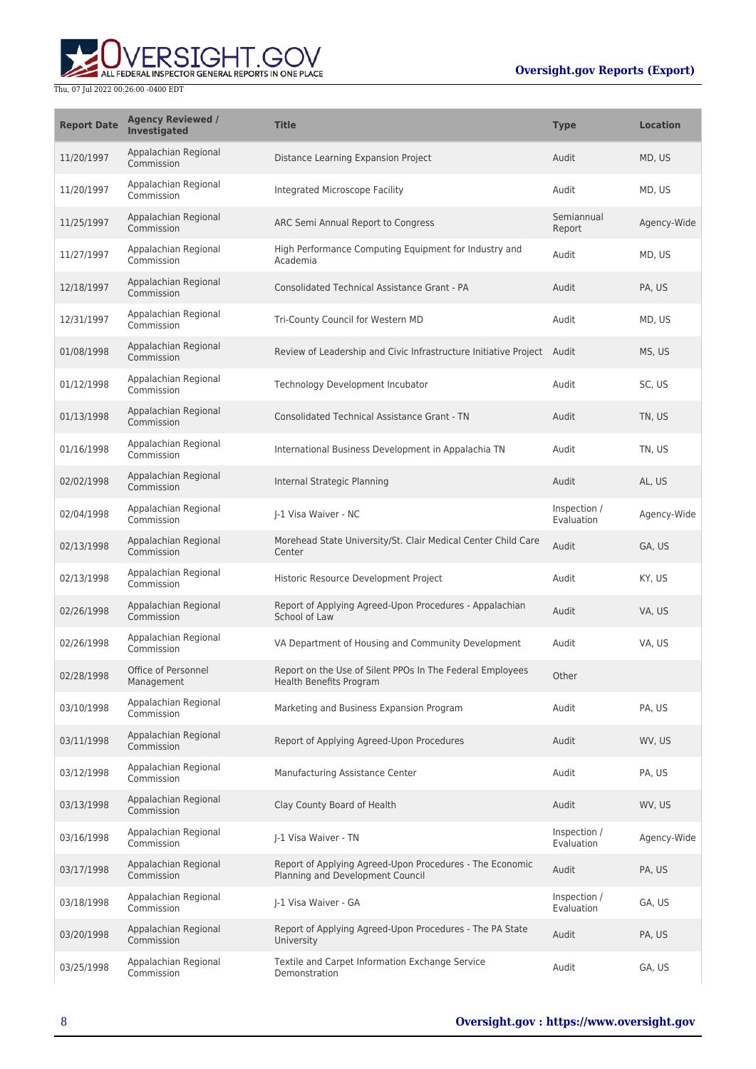| Report Date | Agency Reviewed / Investigated | Title | Type | Location |
| --- | --- | --- | --- | --- |
| 11/20/1997 | Appalachian Regional Commission | Distance Learning Expansion Project | Audit | MD, US |
| 11/20/1997 | Appalachian Regional Commission | Integrated Microscope Facility | Audit | MD, US |
| 11/25/1997 | Appalachian Regional Commission | ARC Semi Annual Report to Congress | Semiannual Report | Agency-Wide |
| 11/27/1997 | Appalachian Regional Commission | High Performance Computing Equipment for Industry and Academia | Audit | MD, US |
| 12/18/1997 | Appalachian Regional Commission | Consolidated Technical Assistance Grant - PA | Audit | PA, US |
| 12/31/1997 | Appalachian Regional Commission | Tri-County Council for Western MD | Audit | MD, US |
| 01/08/1998 | Appalachian Regional Commission | Review of Leadership and Civic Infrastructure Initiative Project | Audit | MS, US |
| 01/12/1998 | Appalachian Regional Commission | Technology Development Incubator | Audit | SC, US |
| 01/13/1998 | Appalachian Regional Commission | Consolidated Technical Assistance Grant - TN | Audit | TN, US |
| 01/16/1998 | Appalachian Regional Commission | International Business Development in Appalachia TN | Audit | TN, US |
| 02/02/1998 | Appalachian Regional Commission | Internal Strategic Planning | Audit | AL, US |
| 02/04/1998 | Appalachian Regional Commission | J-1 Visa Waiver - NC | Inspection / Evaluation | Agency-Wide |
| 02/13/1998 | Appalachian Regional Commission | Morehead State University/St. Clair Medical Center Child Care Center | Audit | GA, US |
| 02/13/1998 | Appalachian Regional Commission | Historic Resource Development Project | Audit | KY, US |
| 02/26/1998 | Appalachian Regional Commission | Report of Applying Agreed-Upon Procedures - Appalachian School of Law | Audit | VA, US |
| 02/26/1998 | Appalachian Regional Commission | VA Department of Housing and Community Development | Audit | VA, US |
| 02/28/1998 | Office of Personnel Management | Report on the Use of Silent PPOs In The Federal Employees Health Benefits Program | Other | |
| 03/10/1998 | Appalachian Regional Commission | Marketing and Business Expansion Program | Audit | PA, US |
| 03/11/1998 | Appalachian Regional Commission | Report of Applying Agreed-Upon Procedures | Audit | WV, US |
| 03/12/1998 | Appalachian Regional Commission | Manufacturing Assistance Center | Audit | PA, US |
| 03/13/1998 | Appalachian Regional Commission | Clay County Board of Health | Audit | WV, US |
| 03/16/1998 | Appalachian Regional Commission | J-1 Visa Waiver - TN | Inspection / Evaluation | Agency-Wide |
| 03/17/1998 | Appalachian Regional Commission | Report of Applying Agreed-Upon Procedures - The Economic Planning and Development Council | Audit | PA, US |
| 03/18/1998 | Appalachian Regional Commission | J-1 Visa Waiver - GA | Inspection / Evaluation | GA, US |
| 03/20/1998 | Appalachian Regional Commission | Report of Applying Agreed-Upon Procedures - The PA State University | Audit | PA, US |
| 03/25/1998 | Appalachian Regional Commission | Textile and Carpet Information Exchange Service Demonstration | Audit | GA, US |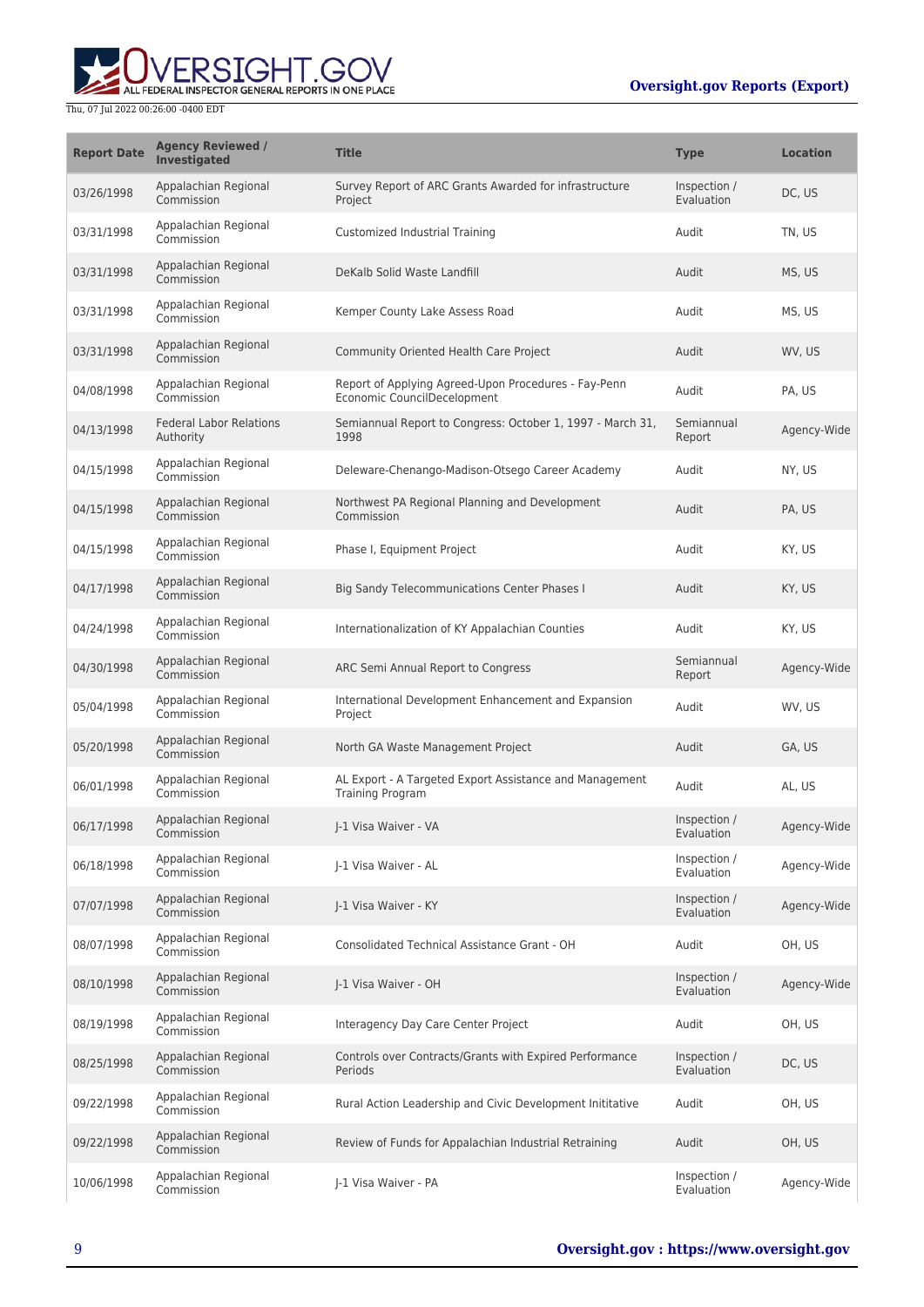| Report Date | Agency Reviewed / Investigated | Title | Type | Location |
| --- | --- | --- | --- | --- |
| 03/26/1998 | Appalachian Regional Commission | Survey Report of ARC Grants Awarded for infrastructure Project | Inspection / Evaluation | DC, US |
| 03/31/1998 | Appalachian Regional Commission | Customized Industrial Training | Audit | TN, US |
| 03/31/1998 | Appalachian Regional Commission | DeKalb Solid Waste Landfill | Audit | MS, US |
| 03/31/1998 | Appalachian Regional Commission | Kemper County Lake Assess Road | Audit | MS, US |
| 03/31/1998 | Appalachian Regional Commission | Community Oriented Health Care Project | Audit | WV, US |
| 04/08/1998 | Appalachian Regional Commission | Report of Applying Agreed-Upon Procedures - Fay-Penn Economic CouncilDecelopment | Audit | PA, US |
| 04/13/1998 | Federal Labor Relations Authority | Semiannual Report to Congress: October 1, 1997 - March 31, 1998 | Semiannual Report | Agency-Wide |
| 04/15/1998 | Appalachian Regional Commission | Deleware-Chenango-Madison-Otsego Career Academy | Audit | NY, US |
| 04/15/1998 | Appalachian Regional Commission | Northwest PA Regional Planning and Development Commission | Audit | PA, US |
| 04/15/1998 | Appalachian Regional Commission | Phase I, Equipment Project | Audit | KY, US |
| 04/17/1998 | Appalachian Regional Commission | Big Sandy Telecommunications Center Phases I | Audit | KY, US |
| 04/24/1998 | Appalachian Regional Commission | Internationalization of KY Appalachian Counties | Audit | KY, US |
| 04/30/1998 | Appalachian Regional Commission | ARC Semi Annual Report to Congress | Semiannual Report | Agency-Wide |
| 05/04/1998 | Appalachian Regional Commission | International Development Enhancement and Expansion Project | Audit | WV, US |
| 05/20/1998 | Appalachian Regional Commission | North GA Waste Management Project | Audit | GA, US |
| 06/01/1998 | Appalachian Regional Commission | AL Export - A Targeted Export Assistance and Management Training Program | Audit | AL, US |
| 06/17/1998 | Appalachian Regional Commission | J-1 Visa Waiver - VA | Inspection / Evaluation | Agency-Wide |
| 06/18/1998 | Appalachian Regional Commission | J-1 Visa Waiver - AL | Inspection / Evaluation | Agency-Wide |
| 07/07/1998 | Appalachian Regional Commission | J-1 Visa Waiver - KY | Inspection / Evaluation | Agency-Wide |
| 08/07/1998 | Appalachian Regional Commission | Consolidated Technical Assistance Grant - OH | Audit | OH, US |
| 08/10/1998 | Appalachian Regional Commission | J-1 Visa Waiver - OH | Inspection / Evaluation | Agency-Wide |
| 08/19/1998 | Appalachian Regional Commission | Interagency Day Care Center Project | Audit | OH, US |
| 08/25/1998 | Appalachian Regional Commission | Controls over Contracts/Grants with Expired Performance Periods | Inspection / Evaluation | DC, US |
| 09/22/1998 | Appalachian Regional Commission | Rural Action Leadership and Civic Development Inititative | Audit | OH, US |
| 09/22/1998 | Appalachian Regional Commission | Review of Funds for Appalachian Industrial Retraining | Audit | OH, US |
| 10/06/1998 | Appalachian Regional Commission | J-1 Visa Waiver - PA | Inspection / Evaluation | Agency-Wide |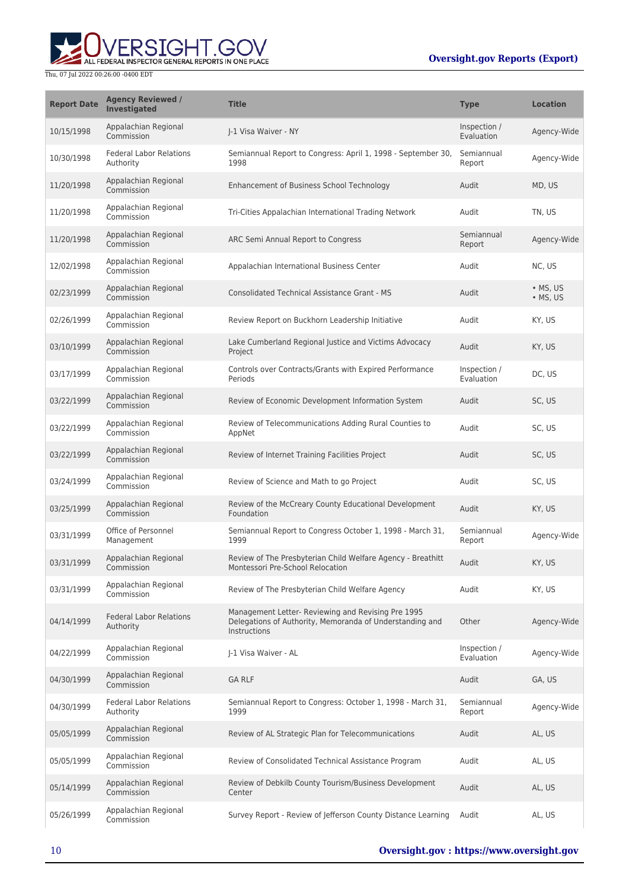| Report Date | Agency Reviewed / Investigated | Title | Type | Location |
| --- | --- | --- | --- | --- |
| 10/15/1998 | Appalachian Regional Commission | J-1 Visa Waiver - NY | Inspection / Evaluation | Agency-Wide |
| 10/30/1998 | Federal Labor Relations Authority | Semiannual Report to Congress: April 1, 1998 - September 30, 1998 | Semiannual Report | Agency-Wide |
| 11/20/1998 | Appalachian Regional Commission | Enhancement of Business School Technology | Audit | MD, US |
| 11/20/1998 | Appalachian Regional Commission | Tri-Cities Appalachian International Trading Network | Audit | TN, US |
| 11/20/1998 | Appalachian Regional Commission | ARC Semi Annual Report to Congress | Semiannual Report | Agency-Wide |
| 12/02/1998 | Appalachian Regional Commission | Appalachian International Business Center | Audit | NC, US |
| 02/23/1999 | Appalachian Regional Commission | Consolidated Technical Assistance Grant - MS | Audit | • MS, US<br>• MS, US |
| 02/26/1999 | Appalachian Regional Commission | Review Report on Buckhorn Leadership Initiative | Audit | KY, US |
| 03/10/1999 | Appalachian Regional Commission | Lake Cumberland Regional Justice and Victims Advocacy Project | Audit | KY, US |
| 03/17/1999 | Appalachian Regional Commission | Controls over Contracts/Grants with Expired Performance Periods | Inspection / Evaluation | DC, US |
| 03/22/1999 | Appalachian Regional Commission | Review of Economic Development Information System | Audit | SC, US |
| 03/22/1999 | Appalachian Regional Commission | Review of Telecommunications Adding Rural Counties to AppNet | Audit | SC, US |
| 03/22/1999 | Appalachian Regional Commission | Review of Internet Training Facilities Project | Audit | SC, US |
| 03/24/1999 | Appalachian Regional Commission | Review of Science and Math to go Project | Audit | SC, US |
| 03/25/1999 | Appalachian Regional Commission | Review of the McCreary County Educational Development Foundation | Audit | KY, US |
| 03/31/1999 | Office of Personnel Management | Semiannual Report to Congress October 1, 1998 - March 31, 1999 | Semiannual Report | Agency-Wide |
| 03/31/1999 | Appalachian Regional Commission | Review of The Presbyterian Child Welfare Agency - Breathitt Montessori Pre-School Relocation | Audit | KY, US |
| 03/31/1999 | Appalachian Regional Commission | Review of The Presbyterian Child Welfare Agency | Audit | KY, US |
| 04/14/1999 | Federal Labor Relations Authority | Management Letter- Reviewing and Revising Pre 1995 Delegations of Authority, Memoranda of Understanding and Instructions | Other | Agency-Wide |
| 04/22/1999 | Appalachian Regional Commission | J-1 Visa Waiver - AL | Inspection / Evaluation | Agency-Wide |
| 04/30/1999 | Appalachian Regional Commission | GA RLF | Audit | GA, US |
| 04/30/1999 | Federal Labor Relations Authority | Semiannual Report to Congress: October 1, 1998 - March 31, 1999 | Semiannual Report | Agency-Wide |
| 05/05/1999 | Appalachian Regional Commission | Review of AL Strategic Plan for Telecommunications | Audit | AL, US |
| 05/05/1999 | Appalachian Regional Commission | Review of Consolidated Technical Assistance Program | Audit | AL, US |
| 05/14/1999 | Appalachian Regional Commission | Review of Debkilb County Tourism/Business Development Center | Audit | AL, US |
| 05/26/1999 | Appalachian Regional Commission | Survey Report - Review of Jefferson County Distance Learning | Audit | AL, US |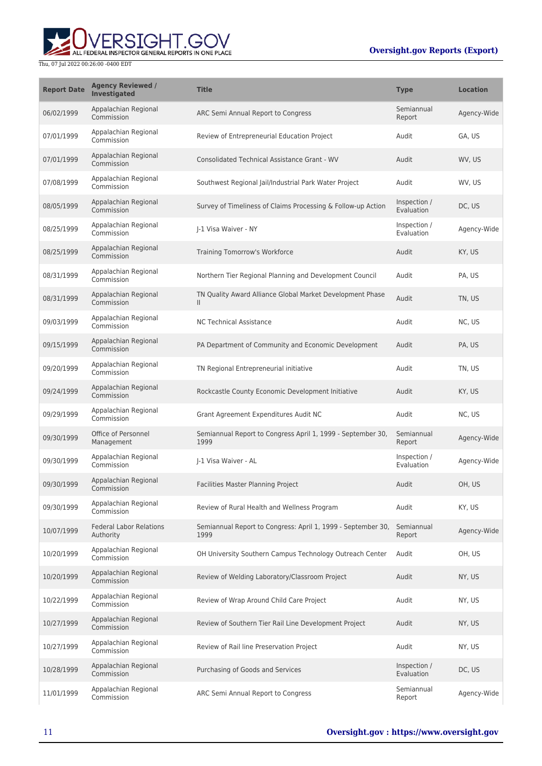| Report Date | Agency Reviewed / Investigated | Title | Type | Location |
| --- | --- | --- | --- | --- |
| 06/02/1999 | Appalachian Regional Commission | ARC Semi Annual Report to Congress | Semiannual Report | Agency-Wide |
| 07/01/1999 | Appalachian Regional Commission | Review of Entrepreneurial Education Project | Audit | GA, US |
| 07/01/1999 | Appalachian Regional Commission | Consolidated Technical Assistance Grant - WV | Audit | WV, US |
| 07/08/1999 | Appalachian Regional Commission | Southwest Regional Jail/Industrial Park Water Project | Audit | WV, US |
| 08/05/1999 | Appalachian Regional Commission | Survey of Timeliness of Claims Processing & Follow-up Action | Inspection / Evaluation | DC, US |
| 08/25/1999 | Appalachian Regional Commission | J-1 Visa Waiver - NY | Inspection / Evaluation | Agency-Wide |
| 08/25/1999 | Appalachian Regional Commission | Training Tomorrow's Workforce | Audit | KY, US |
| 08/31/1999 | Appalachian Regional Commission | Northern Tier Regional Planning and Development Council | Audit | PA, US |
| 08/31/1999 | Appalachian Regional Commission | TN Quality Award Alliance Global Market Development Phase II | Audit | TN, US |
| 09/03/1999 | Appalachian Regional Commission | NC Technical Assistance | Audit | NC, US |
| 09/15/1999 | Appalachian Regional Commission | PA Department of Community and Economic Development | Audit | PA, US |
| 09/20/1999 | Appalachian Regional Commission | TN Regional Entrepreneurial initiative | Audit | TN, US |
| 09/24/1999 | Appalachian Regional Commission | Rockcastle County Economic Development Initiative | Audit | KY, US |
| 09/29/1999 | Appalachian Regional Commission | Grant Agreement Expenditures Audit NC | Audit | NC, US |
| 09/30/1999 | Office of Personnel Management | Semiannual Report to Congress April 1, 1999 - September 30, 1999 | Semiannual Report | Agency-Wide |
| 09/30/1999 | Appalachian Regional Commission | J-1 Visa Waiver - AL | Inspection / Evaluation | Agency-Wide |
| 09/30/1999 | Appalachian Regional Commission | Facilities Master Planning Project | Audit | OH, US |
| 09/30/1999 | Appalachian Regional Commission | Review of Rural Health and Wellness Program | Audit | KY, US |
| 10/07/1999 | Federal Labor Relations Authority | Semiannual Report to Congress: April 1, 1999 - September 30, 1999 | Semiannual Report | Agency-Wide |
| 10/20/1999 | Appalachian Regional Commission | OH University Southern Campus Technology Outreach Center | Audit | OH, US |
| 10/20/1999 | Appalachian Regional Commission | Review of Welding Laboratory/Classroom Project | Audit | NY, US |
| 10/22/1999 | Appalachian Regional Commission | Review of Wrap Around Child Care Project | Audit | NY, US |
| 10/27/1999 | Appalachian Regional Commission | Review of Southern Tier Rail Line Development Project | Audit | NY, US |
| 10/27/1999 | Appalachian Regional Commission | Review of Rail line Preservation Project | Audit | NY, US |
| 10/28/1999 | Appalachian Regional Commission | Purchasing of Goods and Services | Inspection / Evaluation | DC, US |
| 11/01/1999 | Appalachian Regional Commission | ARC Semi Annual Report to Congress | Semiannual Report | Agency-Wide |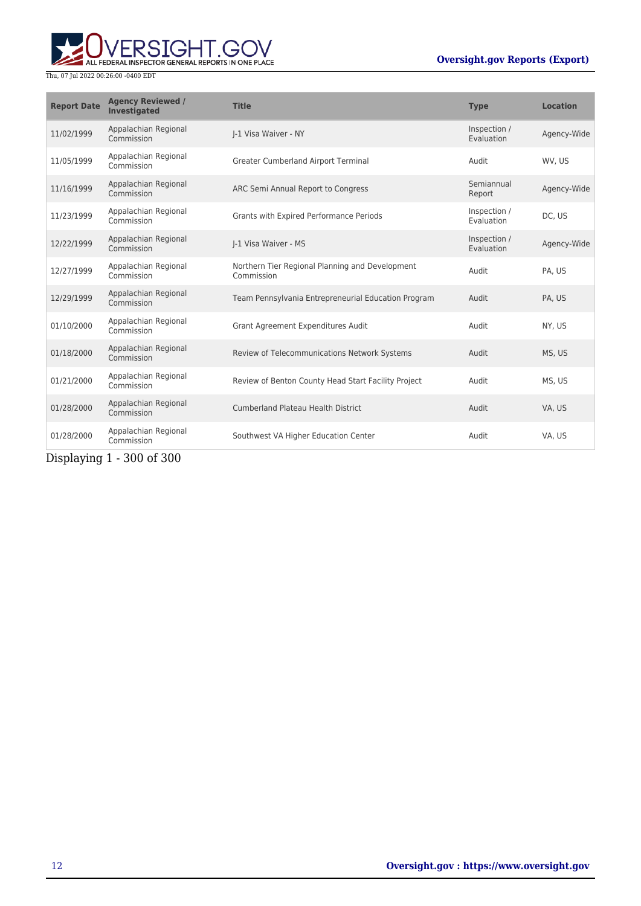| Report Date | Agency Reviewed / Investigated | Title | Type | Location |
|---|---|---|---|---|
| 11/02/1999 | Appalachian Regional Commission | J-1 Visa Waiver - NY | Inspection / Evaluation | Agency-Wide |
| 11/05/1999 | Appalachian Regional Commission | Greater Cumberland Airport Terminal | Audit | WV, US |
| 11/16/1999 | Appalachian Regional Commission | ARC Semi Annual Report to Congress | Semiannual Report | Agency-Wide |
| 11/23/1999 | Appalachian Regional Commission | Grants with Expired Performance Periods | Inspection / Evaluation | DC, US |
| 12/22/1999 | Appalachian Regional Commission | J-1 Visa Waiver - MS | Inspection / Evaluation | Agency-Wide |
| 12/27/1999 | Appalachian Regional Commission | Northern Tier Regional Planning and Development Commission | Audit | PA, US |
| 12/29/1999 | Appalachian Regional Commission | Team Pennsylvania Entrepreneurial Education Program | Audit | PA, US |
| 01/10/2000 | Appalachian Regional Commission | Grant Agreement Expenditures Audit | Audit | NY, US |
| 01/18/2000 | Appalachian Regional Commission | Review of Telecommunications Network Systems | Audit | MS, US |
| 01/21/2000 | Appalachian Regional Commission | Review of Benton County Head Start Facility Project | Audit | MS, US |
| 01/28/2000 | Appalachian Regional Commission | Cumberland Plateau Health District | Audit | VA, US |
| 01/28/2000 | Appalachian Regional Commission | Southwest VA Higher Education Center | Audit | VA, US |

Displaying 1 - 300 of 300